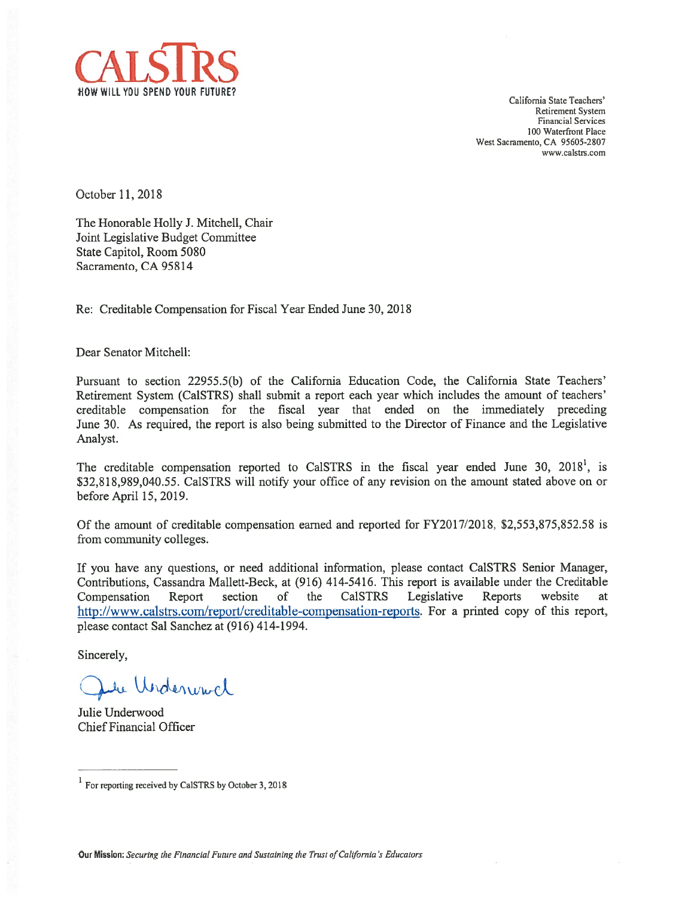# CALSTRS

**HOW WILL YOU SPEND YOUR FUTURE?**

California State Teachers'
Retirement System
Financial Services
100 Waterfront Place
West Sacramento, CA 95605-2807
www.calstrs.com

October 11, 2018

The Honorable Holly J. Mitchell, Chair
Joint Legislative Budget Committee
State Capitol, Room 5080
Sacramento, CA 95814

Re: Creditable Compensation for Fiscal Year Ended June 30, 2018

Dear Senator Mitchell:

Pursuant to section 22955.5(b) of the California Education Code, the California State Teachers' Retirement System (CalSTRS) shall submit a report each year which includes the amount of teachers' creditable compensation for the fiscal year that ended on the immediately preceding June 30. As required, the report is also being submitted to the Director of Finance and the Legislative Analyst.

The creditable compensation reported to CalSTRS in the fiscal year ended June 30, 2018[1], is $32,818,989,040.55. CalSTRS will notify your office of any revision on the amount stated above on or before April 15, 2019.

Of the amount of creditable compensation earned and reported for FY2017/2018, $2,553,875,852.58 is from community colleges.

If you have any questions, or need additional information, please contact CalSTRS Senior Manager, Contributions, Cassandra Mallett-Beck, at (916) 414-5416. This report is available under the Creditable Compensation Report section of the CalSTRS Legislative Reports website at http://www.calstrs.com/report/creditable-compensation-reports. For a printed copy of this report, please contact Sal Sanchez at (916) 414-1994.

Sincerely,

Julie Underwood
Chief Financial Officer

[1] For reporting received by CalSTRS by October 3, 2018

**Our Mission:** *Securing the Financial Future and Sustaining the Trust of California's Educators*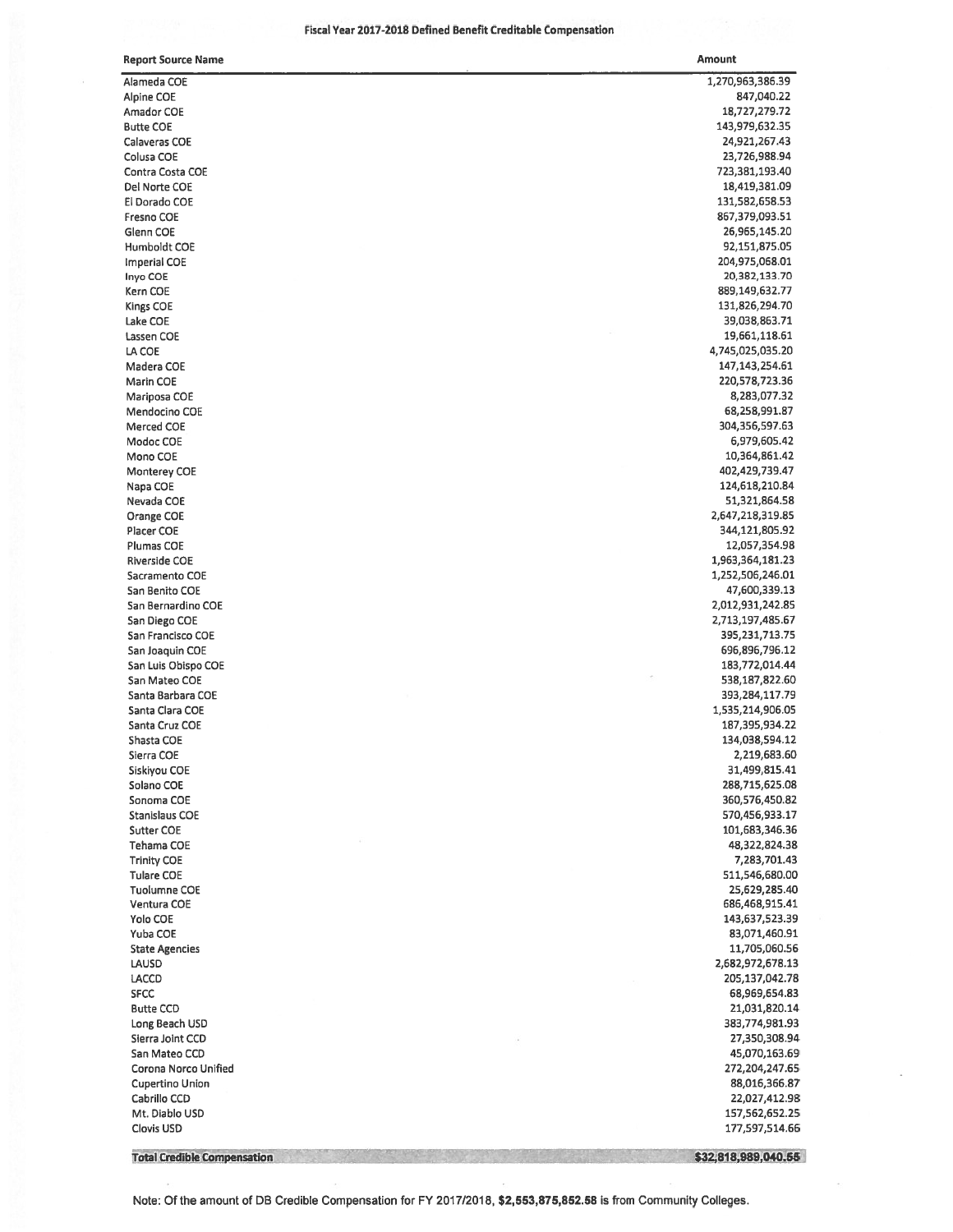# Fiscal Year 2017-2018 Defined Benefit Creditable Compensation

| Report Source Name | Amount |
|---|---|
| Alameda COE | 1,270,963,386.39 |
| Alpine COE | 847,040.22 |
| Amador COE | 18,727,279.72 |
| Butte COE | 143,979,632.35 |
| Calaveras COE | 24,921,267.43 |
| Colusa COE | 23,726,988.94 |
| Contra Costa COE | 723,381,193.40 |
| Del Norte COE | 18,419,381.09 |
| El Dorado COE | 131,582,658.53 |
| Fresno COE | 867,379,093.51 |
| Glenn COE | 26,965,145.20 |
| Humboldt COE | 92,151,875.05 |
| Imperial COE | 204,975,068.01 |
| Inyo COE | 20,382,133.70 |
| Kern COE | 889,149,632.77 |
| Kings COE | 131,826,294.70 |
| Lake COE | 39,038,863.71 |
| Lassen COE | 19,661,118.61 |
| LA COE | 4,745,025,035.20 |
| Madera COE | 147,143,254.61 |
| Marin COE | 220,578,723.36 |
| Mariposa COE | 8,283,077.32 |
| Mendocino COE | 68,258,991.87 |
| Merced COE | 304,356,597.63 |
| Modoc COE | 6,979,605.42 |
| Mono COE | 10,364,861.42 |
| Monterey COE | 402,429,739.47 |
| Napa COE | 124,618,210.84 |
| Nevada COE | 51,321,864.58 |
| Orange COE | 2,647,218,319.85 |
| Placer COE | 344,121,805.92 |
| Plumas COE | 12,057,354.98 |
| Riverside COE | 1,963,364,181.23 |
| Sacramento COE | 1,252,506,246.01 |
| San Benito COE | 47,600,339.13 |
| San Bernardino COE | 2,012,931,242.85 |
| San Diego COE | 2,713,197,485.67 |
| San Francisco COE | 395,231,713.75 |
| San Joaquin COE | 696,896,796.12 |
| San Luis Obispo COE | 183,772,014.44 |
| San Mateo COE | 538,187,822.60 |
| Santa Barbara COE | 393,284,117.79 |
| Santa Clara COE | 1,535,214,906.05 |
| Santa Cruz COE | 187,395,934.22 |
| Shasta COE | 134,038,594.12 |
| Sierra COE | 2,219,683.60 |
| Siskiyou COE | 31,499,815.41 |
| Solano COE | 288,715,625.08 |
| Sonoma COE | 360,576,450.82 |
| Stanislaus COE | 570,456,933.17 |
| Sutter COE | 101,683,346.36 |
| Tehama COE | 48,322,824.38 |
| Trinity COE | 7,283,701.43 |
| Tulare COE | 511,546,680.00 |
| Tuolumne COE | 25,629,285.40 |
| Ventura COE | 686,468,915.41 |
| Yolo COE | 143,637,523.39 |
| Yuba COE | 83,071,460.91 |
| State Agencies | 11,705,060.56 |
| LAUSD | 2,682,972,678.13 |
| LACCD | 205,137,042.78 |
| SFCC | 68,969,654.83 |
| Butte CCD | 21,031,820.14 |
| Long Beach USD | 383,774,981.93 |
| Sierra Joint CCD | 27,350,308.94 |
| San Mateo CCD | 45,070,163.69 |
| Corona Norco Unified | 272,204,247.65 |
| Cupertino Union | 88,016,366.87 |
| Cabrillo CCD | 22,027,412.98 |
| Mt. Diablo USD | 157,562,652.25 |
| Clovis USD | 177,597,514.66 |
| **Total Credible Compensation** | **$32,818,989,040.55** |

Note: Of the amount of DB Credible Compensation for FY 2017/2018, **$2,553,875,852.58** is from Community Colleges.